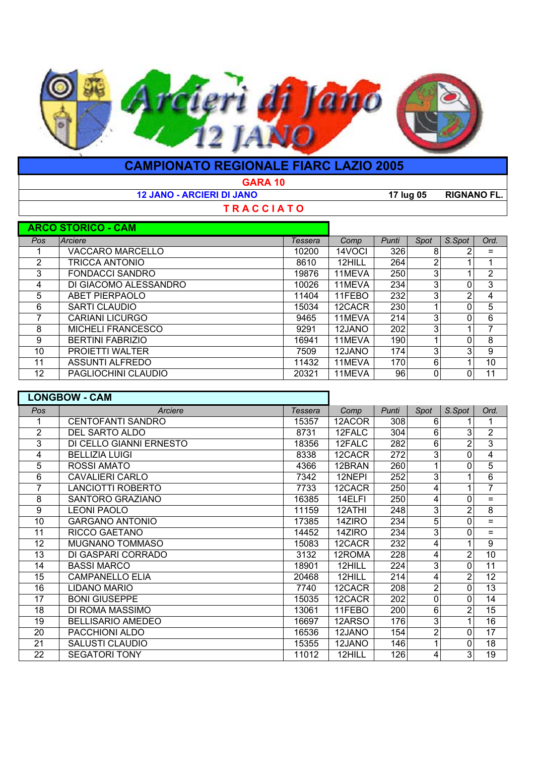# CAMPIONATO REGIONALE FIARC LAZIO 2005

**GARA 10**

**12 JANO - ARCIERI DI JANO** **17 lug 05** **RIGNANO FL.**

**T R A C C I A T O**

## ARCO STORICO - CAM

| Pos | Arciere | Tessera | Comp | Punti | Spot | S.Spot | Ord. |
|---|---|---|---|---|---|---|---|
| 1 | VACCARO MARCELLO | 10200 | 14VOCI | 326 | 8 | 2 | = |
| 2 | TRICCA ANTONIO | 8610 | 12HILL | 264 | 2 | 1 | 1 |
| 3 | FONDACCI SANDRO | 19876 | 11MEVA | 250 | 3 | 1 | 2 |
| 4 | DI GIACOMO ALESSANDRO | 10026 | 11MEVA | 234 | 3 | 0 | 3 |
| 5 | ABET PIERPAOLO | 11404 | 11FEBO | 232 | 3 | 2 | 4 |
| 6 | SARTI CLAUDIO | 15034 | 12CACR | 230 | 1 | 0 | 5 |
| 7 | CARIANI LICURGO | 9465 | 11MEVA | 214 | 3 | 0 | 6 |
| 8 | MICHELI FRANCESCO | 9291 | 12JANO | 202 | 3 | 1 | 7 |
| 9 | BERTINI FABRIZIO | 16941 | 11MEVA | 190 | 1 | 0 | 8 |
| 10 | PROIETTI WALTER | 7509 | 12JANO | 174 | 3 | 3 | 9 |
| 11 | ASSUNTI ALFREDO | 11432 | 11MEVA | 170 | 6 | 1 | 10 |
| 12 | PAGLIOCHINI CLAUDIO | 20321 | 11MEVA | 96 | 0 | 0 | 11 |

## LONGBOW - CAM

| Pos | Arciere | Tessera | Comp | Punti | Spot | S.Spot | Ord. |
|---|---|---|---|---|---|---|---|
| 1 | CENTOFANTI SANDRO | 15357 | 12ACOR | 308 | 6 | 1 | 1 |
| 2 | DEL SARTO ALDO | 8731 | 12FALC | 304 | 6 | 3 | 2 |
| 3 | DI CELLO GIANNI ERNESTO | 18356 | 12FALC | 282 | 6 | 2 | 3 |
| 4 | BELLIZIA LUIGI | 8338 | 12CACR | 272 | 3 | 0 | 4 |
| 5 | ROSSI AMATO | 4366 | 12BRAN | 260 | 1 | 0 | 5 |
| 6 | CAVALIERI CARLO | 7342 | 12NEPI | 252 | 3 | 1 | 6 |
| 7 | LANCIOTTI ROBERTO | 7733 | 12CACR | 250 | 4 | 1 | 7 |
| 8 | SANTORO GRAZIANO | 16385 | 14ELFI | 250 | 4 | 0 | = |
| 9 | LEONI PAOLO | 11159 | 12ATHI | 248 | 3 | 2 | 8 |
| 10 | GARGANO ANTONIO | 17385 | 14ZIRO | 234 | 5 | 0 | = |
| 11 | RICCO GAETANO | 14452 | 14ZIRO | 234 | 3 | 0 | = |
| 12 | MUGNANO TOMMASO | 15083 | 12CACR | 232 | 4 | 1 | 9 |
| 13 | DI GASPARI CORRADO | 3132 | 12ROMA | 228 | 4 | 2 | 10 |
| 14 | BASSI MARCO | 18901 | 12HILL | 224 | 3 | 0 | 11 |
| 15 | CAMPANELLO ELIA | 20468 | 12HILL | 214 | 4 | 2 | 12 |
| 16 | LIDANO MARIO | 7740 | 12CACR | 208 | 2 | 0 | 13 |
| 17 | BONI GIUSEPPE | 15035 | 12CACR | 202 | 0 | 0 | 14 |
| 18 | DI ROMA MASSIMO | 13061 | 11FEBO | 200 | 6 | 2 | 15 |
| 19 | BELLISARIO AMEDEO | 16697 | 12ARSO | 176 | 3 | 1 | 16 |
| 20 | PACCHIONI ALDO | 16536 | 12JANO | 154 | 2 | 0 | 17 |
| 21 | SALUSTI CLAUDIO | 15355 | 12JANO | 146 | 1 | 0 | 18 |
| 22 | SEGATORI TONY | 11012 | 12HILL | 126 | 4 | 3 | 19 |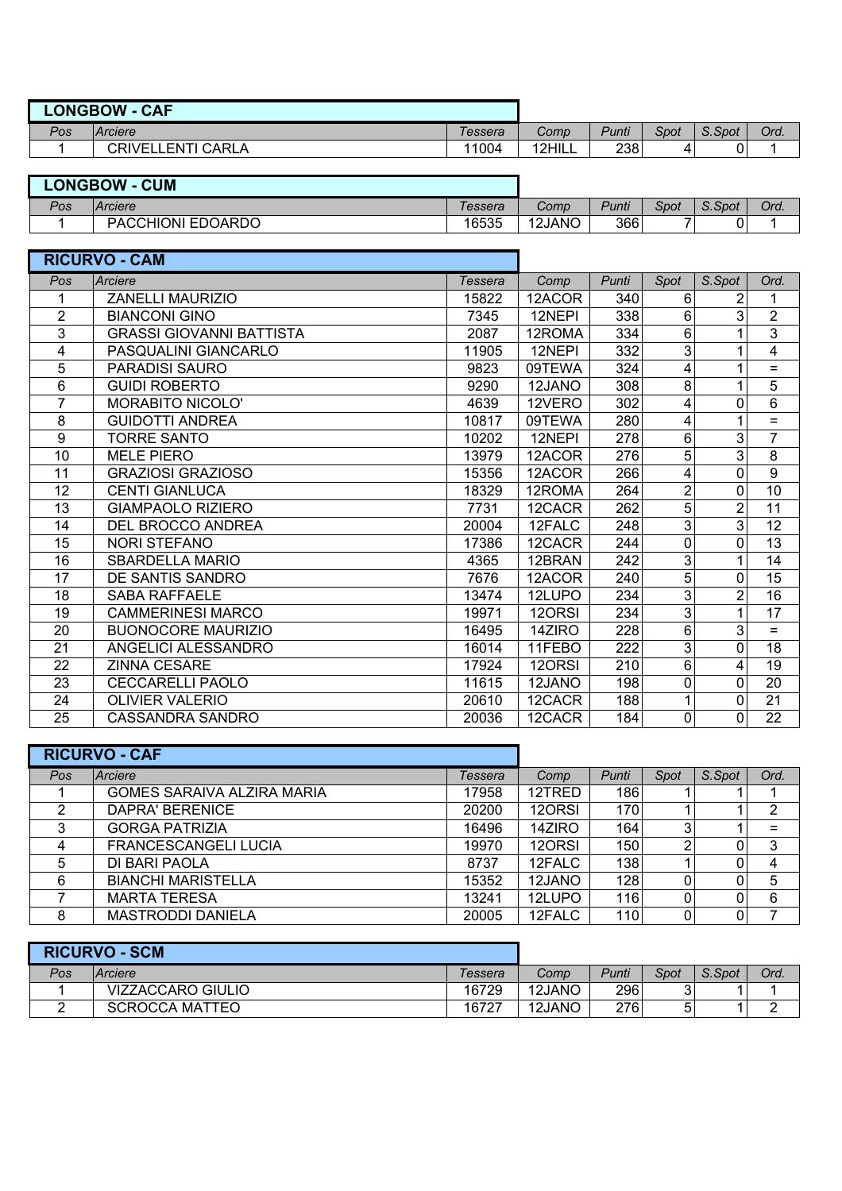## LONGBOW - CAF

| Pos | Arciere | Tessera | Comp | Punti | Spot | S.Spot | Ord. |
|---|---|---|---|---|---|---|---|
| 1 | CRIVELLENTI CARLA | 11004 | 12HILL | 238 | 4 | 0 | 1 |

## LONGBOW - CUM

| Pos | Arciere | Tessera | Comp | Punti | Spot | S.Spot | Ord. |
|---|---|---|---|---|---|---|---|
| 1 | PACCHIONI EDOARDO | 16535 | 12JANO | 366 | 7 | 0 | 1 |

## RICURVO - CAM

| Pos | Arciere | Tessera | Comp | Punti | Spot | S.Spot | Ord. |
|---|---|---|---|---|---|---|---|
| 1 | ZANELLI MAURIZIO | 15822 | 12ACOR | 340 | 6 | 2 | 1 |
| 2 | BIANCONI GINO | 7345 | 12NEPI | 338 | 6 | 3 | 2 |
| 3 | GRASSI GIOVANNI BATTISTA | 2087 | 12ROMA | 334 | 6 | 1 | 3 |
| 4 | PASQUALINI GIANCARLO | 11905 | 12NEPI | 332 | 3 | 1 | 4 |
| 5 | PARADISI SAURO | 9823 | 09TEWA | 324 | 4 | 1 | = |
| 6 | GUIDI ROBERTO | 9290 | 12JANO | 308 | 8 | 1 | 5 |
| 7 | MORABITO NICOLO' | 4639 | 12VERO | 302 | 4 | 0 | 6 |
| 8 | GUIDOTTI ANDREA | 10817 | 09TEWA | 280 | 4 | 1 | = |
| 9 | TORRE SANTO | 10202 | 12NEPI | 278 | 6 | 3 | 7 |
| 10 | MELE PIERO | 13979 | 12ACOR | 276 | 5 | 3 | 8 |
| 11 | GRAZIOSI GRAZIOSO | 15356 | 12ACOR | 266 | 4 | 0 | 9 |
| 12 | CENTI GIANLUCA | 18329 | 12ROMA | 264 | 2 | 0 | 10 |
| 13 | GIAMPAOLO RIZIERO | 7731 | 12CACR | 262 | 5 | 2 | 11 |
| 14 | DEL BROCCO ANDREA | 20004 | 12FALC | 248 | 3 | 3 | 12 |
| 15 | NORI STEFANO | 17386 | 12CACR | 244 | 0 | 0 | 13 |
| 16 | SBARDELLA MARIO | 4365 | 12BRAN | 242 | 3 | 1 | 14 |
| 17 | DE SANTIS SANDRO | 7676 | 12ACOR | 240 | 5 | 0 | 15 |
| 18 | SABA RAFFAELE | 13474 | 12LUPO | 234 | 3 | 2 | 16 |
| 19 | CAMMERINESI MARCO | 19971 | 12ORSI | 234 | 3 | 1 | 17 |
| 20 | BUONOCORE MAURIZIO | 16495 | 14ZIRO | 228 | 6 | 3 | = |
| 21 | ANGELICI ALESSANDRO | 16014 | 11FEBO | 222 | 3 | 0 | 18 |
| 22 | ZINNA CESARE | 17924 | 12ORSI | 210 | 6 | 4 | 19 |
| 23 | CECCARELLI PAOLO | 11615 | 12JANO | 198 | 0 | 0 | 20 |
| 24 | OLIVIER VALERIO | 20610 | 12CACR | 188 | 1 | 0 | 21 |
| 25 | CASSANDRA SANDRO | 20036 | 12CACR | 184 | 0 | 0 | 22 |

## RICURVO - CAF

| Pos | Arciere | Tessera | Comp | Punti | Spot | S.Spot | Ord. |
|---|---|---|---|---|---|---|---|
| 1 | GOMES SARAIVA ALZIRA MARIA | 17958 | 12TRED | 186 | 1 | 1 | 1 |
| 2 | DAPRA' BERENICE | 20200 | 12ORSI | 170 | 1 | 1 | 2 |
| 3 | GORGA PATRIZIA | 16496 | 14ZIRO | 164 | 3 | 1 | = |
| 4 | FRANCESCANGELI LUCIA | 19970 | 12ORSI | 150 | 2 | 0 | 3 |
| 5 | DI BARI PAOLA | 8737 | 12FALC | 138 | 1 | 0 | 4 |
| 6 | BIANCHI MARISTELLA | 15352 | 12JANO | 128 | 0 | 0 | 5 |
| 7 | MARTA TERESA | 13241 | 12LUPO | 116 | 0 | 0 | 6 |
| 8 | MASTRODDI DANIELA | 20005 | 12FALC | 110 | 0 | 0 | 7 |

## RICURVO - SCM

| Pos | Arciere | Tessera | Comp | Punti | Spot | S.Spot | Ord. |
|---|---|---|---|---|---|---|---|
| 1 | VIZZACCARO GIULIO | 16729 | 12JANO | 296 | 3 | 1 | 1 |
| 2 | SCROCCA MATTEO | 16727 | 12JANO | 276 | 5 | 1 | 2 |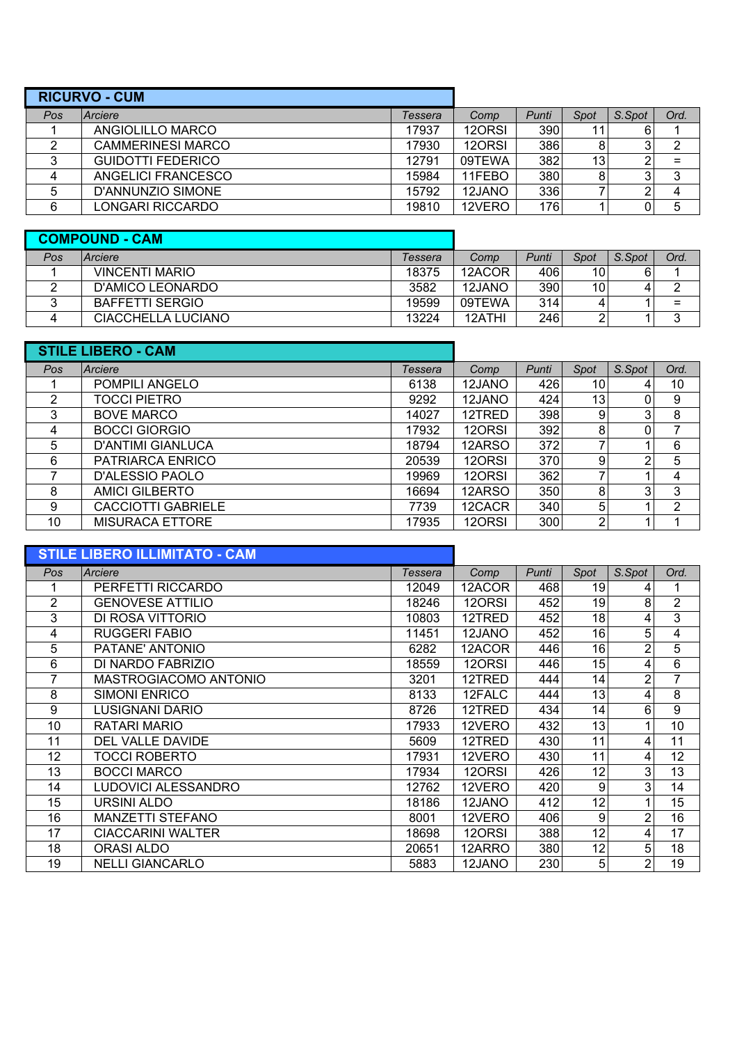## RICURVO - CUM

| Pos | Arciere | Tessera | Comp | Punti | Spot | S.Spot | Ord. |
|---|---|---|---|---|---|---|---|
| 1 | ANGIOLILLO MARCO | 17937 | 12ORSI | 390 | 11 | 6 | 1 |
| 2 | CAMMERINESI MARCO | 17930 | 12ORSI | 386 | 8 | 3 | 2 |
| 3 | GUIDOTTI FEDERICO | 12791 | 09TEWA | 382 | 13 | 2 | = |
| 4 | ANGELICI FRANCESCO | 15984 | 11FEBO | 380 | 8 | 3 | 3 |
| 5 | D'ANNUNZIO SIMONE | 15792 | 12JANO | 336 | 7 | 2 | 4 |
| 6 | LONGARI RICCARDO | 19810 | 12VERO | 176 | 1 | 0 | 5 |

## COMPOUND - CAM

| Pos | Arciere | Tessera | Comp | Punti | Spot | S.Spot | Ord. |
|---|---|---|---|---|---|---|---|
| 1 | VINCENTI MARIO | 18375 | 12ACOR | 406 | 10 | 6 | 1 |
| 2 | D'AMICO LEONARDO | 3582 | 12JANO | 390 | 10 | 4 | 2 |
| 3 | BAFFETTI SERGIO | 19599 | 09TEWA | 314 | 4 | 1 | = |
| 4 | CIACCHELLA LUCIANO | 13224 | 12ATHI | 246 | 2 | 1 | 3 |

## STILE LIBERO - CAM

| Pos | Arciere | Tessera | Comp | Punti | Spot | S.Spot | Ord. |
|---|---|---|---|---|---|---|---|
| 1 | POMPILI ANGELO | 6138 | 12JANO | 426 | 10 | 4 | 10 |
| 2 | TOCCI PIETRO | 9292 | 12JANO | 424 | 13 | 0 | 9 |
| 3 | BOVE MARCO | 14027 | 12TRED | 398 | 9 | 3 | 8 |
| 4 | BOCCI GIORGIO | 17932 | 12ORSI | 392 | 8 | 0 | 7 |
| 5 | D'ANTIMI GIANLUCA | 18794 | 12ARSO | 372 | 7 | 1 | 6 |
| 6 | PATRIARCA ENRICO | 20539 | 12ORSI | 370 | 9 | 2 | 5 |
| 7 | D'ALESSIO PAOLO | 19969 | 12ORSI | 362 | 7 | 1 | 4 |
| 8 | AMICI GILBERTO | 16694 | 12ARSO | 350 | 8 | 3 | 3 |
| 9 | CACCIOTTI GABRIELE | 7739 | 12CACR | 340 | 5 | 1 | 2 |
| 10 | MISURACA ETTORE | 17935 | 12ORSI | 300 | 2 | 1 | 1 |

## STILE LIBERO ILLIMITATO - CAM

| Pos | Arciere | Tessera | Comp | Punti | Spot | S.Spot | Ord. |
|---|---|---|---|---|---|---|---|
| 1 | PERFETTI RICCARDO | 12049 | 12ACOR | 468 | 19 | 4 | 1 |
| 2 | GENOVESE ATTILIO | 18246 | 12ORSI | 452 | 19 | 8 | 2 |
| 3 | DI ROSA VITTORIO | 10803 | 12TRED | 452 | 18 | 4 | 3 |
| 4 | RUGGERI FABIO | 11451 | 12JANO | 452 | 16 | 5 | 4 |
| 5 | PATANE' ANTONIO | 6282 | 12ACOR | 446 | 16 | 2 | 5 |
| 6 | DI NARDO FABRIZIO | 18559 | 12ORSI | 446 | 15 | 4 | 6 |
| 7 | MASTROGIACOMO ANTONIO | 3201 | 12TRED | 444 | 14 | 2 | 7 |
| 8 | SIMONI ENRICO | 8133 | 12FALC | 444 | 13 | 4 | 8 |
| 9 | LUSIGNANI DARIO | 8726 | 12TRED | 434 | 14 | 6 | 9 |
| 10 | RATARI MARIO | 17933 | 12VERO | 432 | 13 | 1 | 10 |
| 11 | DEL VALLE DAVIDE | 5609 | 12TRED | 430 | 11 | 4 | 11 |
| 12 | TOCCI ROBERTO | 17931 | 12VERO | 430 | 11 | 4 | 12 |
| 13 | BOCCI MARCO | 17934 | 12ORSI | 426 | 12 | 3 | 13 |
| 14 | LUDOVICI ALESSANDRO | 12762 | 12VERO | 420 | 9 | 3 | 14 |
| 15 | URSINI ALDO | 18186 | 12JANO | 412 | 12 | 1 | 15 |
| 16 | MANZETTI STEFANO | 8001 | 12VERO | 406 | 9 | 2 | 16 |
| 17 | CIACCARINI WALTER | 18698 | 12ORSI | 388 | 12 | 4 | 17 |
| 18 | ORASI ALDO | 20651 | 12ARRO | 380 | 12 | 5 | 18 |
| 19 | NELLI GIANCARLO | 5883 | 12JANO | 230 | 5 | 2 | 19 |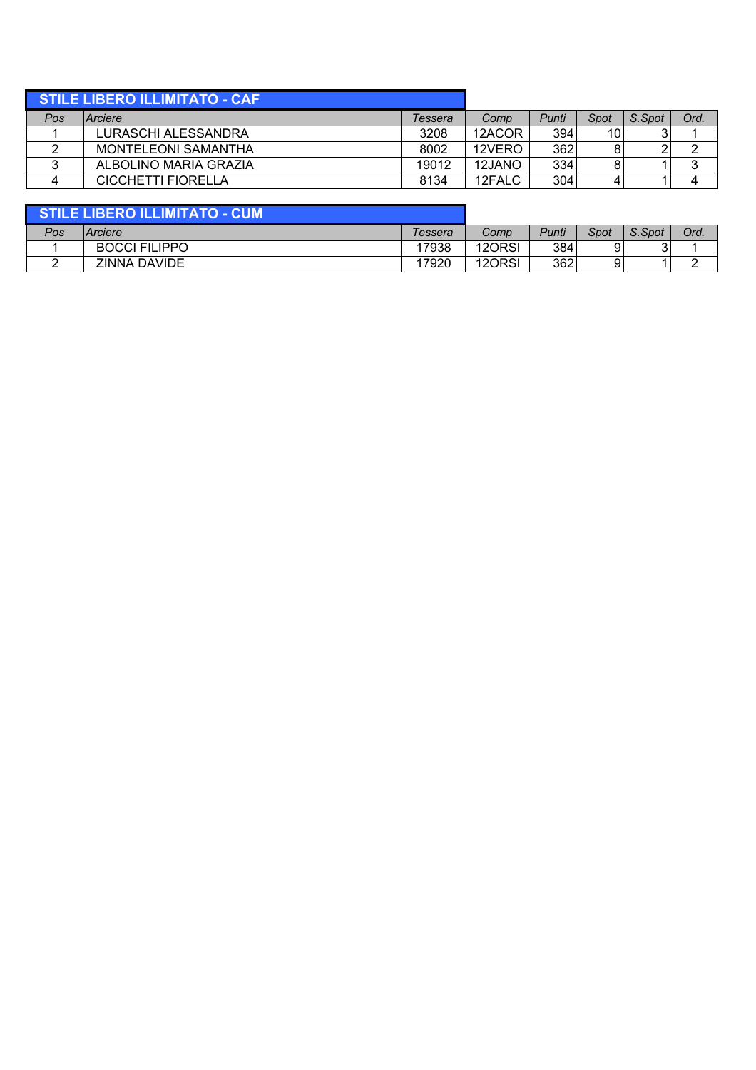## STILE LIBERO ILLIMITATO - CAF

| Pos | Arciere | Tessera | Comp | Punti | Spot | S.Spot | Ord. |
|---|---|---|---|---|---|---|---|
| 1 | LURASCHI ALESSANDRA | 3208 | 12ACOR | 394 | 10 | 3 | 1 |
| 2 | MONTELEONI SAMANTHA | 8002 | 12VERO | 362 | 8 | 2 | 2 |
| 3 | ALBOLINO MARIA GRAZIA | 19012 | 12JANO | 334 | 8 | 1 | 3 |
| 4 | CICCHETTI FIORELLA | 8134 | 12FALC | 304 | 4 | 1 | 4 |

## STILE LIBERO ILLIMITATO - CUM

| Pos | Arciere | Tessera | Comp | Punti | Spot | S.Spot | Ord. |
|---|---|---|---|---|---|---|---|
| 1 | BOCCI FILIPPO | 17938 | 12ORSI | 384 | 9 | 3 | 1 |
| 2 | ZINNA DAVIDE | 17920 | 12ORSI | 362 | 9 | 1 | 2 |